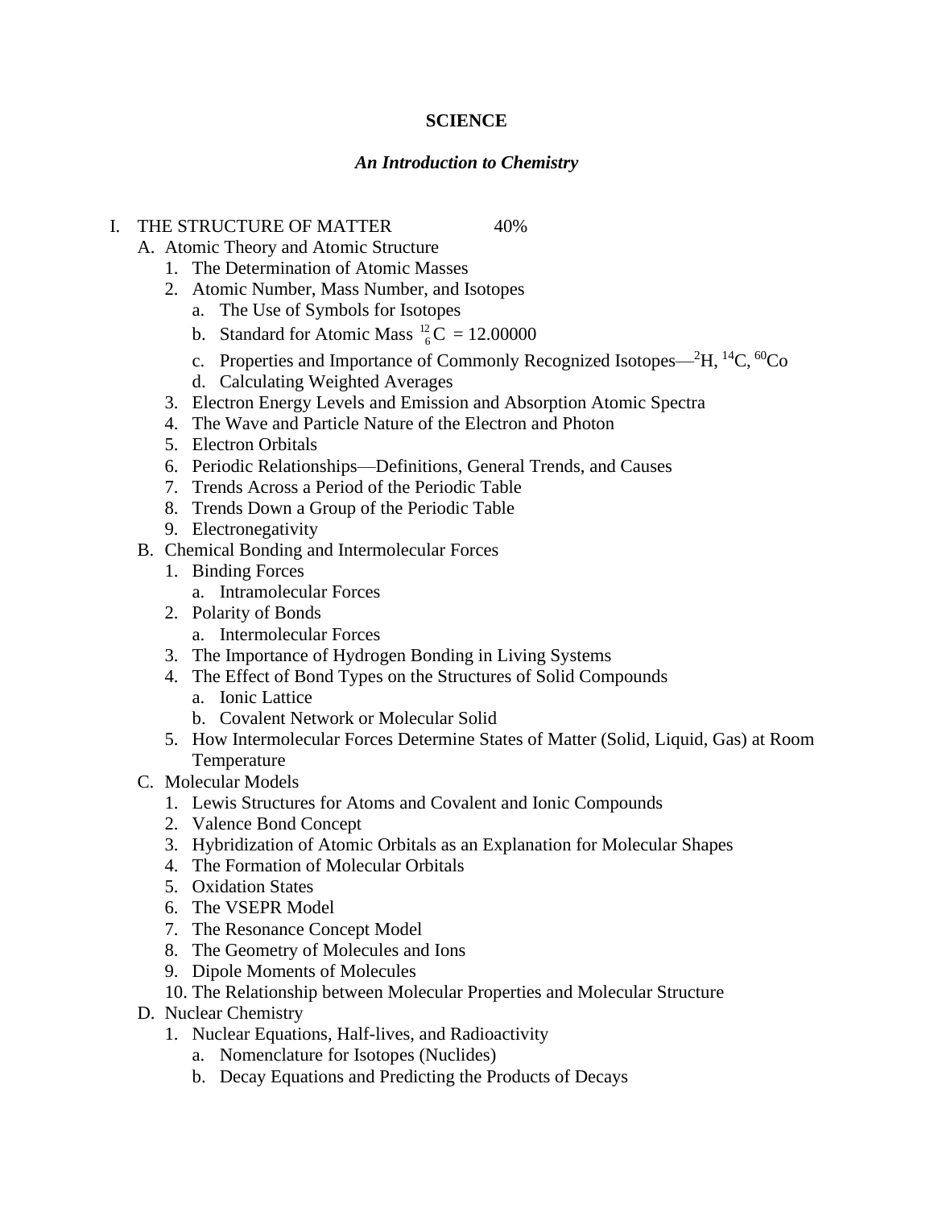**SCIENCE**

***An Introduction to Chemistry***

I. THE STRUCTURE OF MATTER 40%
   - A. Atomic Theory and Atomic Structure
     1. The Determination of Atomic Masses
     2. Atomic Number, Mass Number, and Isotopes
        - a. The Use of Symbols for Isotopes
        - b. Standard for Atomic Mass $^{12}_{6}C$ = 12.00000
        - c. Properties and Importance of Commonly Recognized Isotopes—$^{2}H$, $^{14}C$, $^{60}Co$
        - d. Calculating Weighted Averages
     3. Electron Energy Levels and Emission and Absorption Atomic Spectra
     4. The Wave and Particle Nature of the Electron and Photon
     5. Electron Orbitals
     6. Periodic Relationships—Definitions, General Trends, and Causes
     7. Trends Across a Period of the Periodic Table
     8. Trends Down a Group of the Periodic Table
     9. Electronegativity
   - B. Chemical Bonding and Intermolecular Forces
     1. Binding Forces
        - a. Intramolecular Forces
     2. Polarity of Bonds
        - a. Intermolecular Forces
     3. The Importance of Hydrogen Bonding in Living Systems
     4. The Effect of Bond Types on the Structures of Solid Compounds
        - a. Ionic Lattice
        - b. Covalent Network or Molecular Solid
     5. How Intermolecular Forces Determine States of Matter (Solid, Liquid, Gas) at Room Temperature
   - C. Molecular Models
     1. Lewis Structures for Atoms and Covalent and Ionic Compounds
     2. Valence Bond Concept
     3. Hybridization of Atomic Orbitals as an Explanation for Molecular Shapes
     4. The Formation of Molecular Orbitals
     5. Oxidation States
     6. The VSEPR Model
     7. The Resonance Concept Model
     8. The Geometry of Molecules and Ions
     9. Dipole Moments of Molecules
     10. The Relationship between Molecular Properties and Molecular Structure
   - D. Nuclear Chemistry
     1. Nuclear Equations, Half-lives, and Radioactivity
        - a. Nomenclature for Isotopes (Nuclides)
        - b. Decay Equations and Predicting the Products of Decays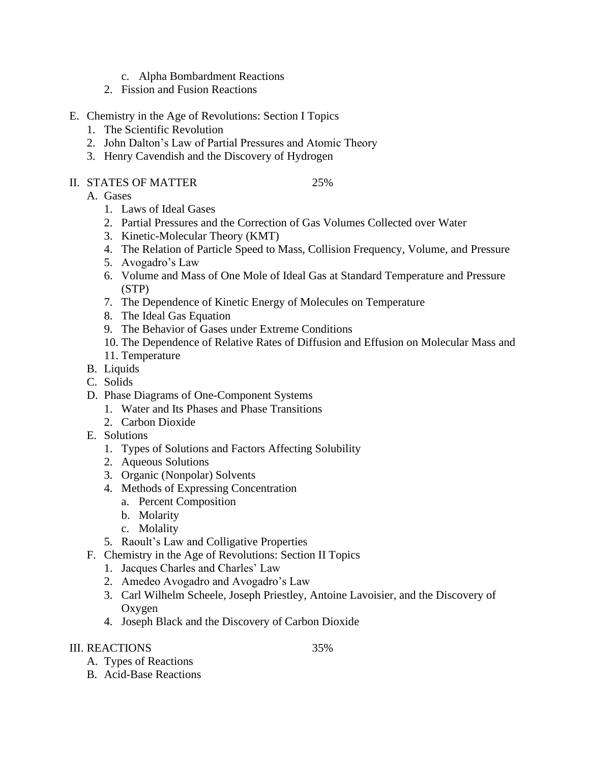c. Alpha Bombardment Reactions
    2. Fission and Fusion Reactions

E. Chemistry in the Age of Revolutions: Section I Topics
    1. The Scientific Revolution
    2. John Dalton's Law of Partial Pressures and Atomic Theory
    3. Henry Cavendish and the Discovery of Hydrogen

II. STATES OF MATTER 25%
    A. Gases
        1. Laws of Ideal Gases
        2. Partial Pressures and the Correction of Gas Volumes Collected over Water
        3. Kinetic-Molecular Theory (KMT)
        4. The Relation of Particle Speed to Mass, Collision Frequency, Volume, and Pressure
        5. Avogadro's Law
        6. Volume and Mass of One Mole of Ideal Gas at Standard Temperature and Pressure (STP)
        7. The Dependence of Kinetic Energy of Molecules on Temperature
        8. The Ideal Gas Equation
        9. The Behavior of Gases under Extreme Conditions
        10. The Dependence of Relative Rates of Diffusion and Effusion on Molecular Mass and
        11. Temperature
    B. Liquids
    C. Solids
    D. Phase Diagrams of One-Component Systems
        1. Water and Its Phases and Phase Transitions
        2. Carbon Dioxide
    E. Solutions
        1. Types of Solutions and Factors Affecting Solubility
        2. Aqueous Solutions
        3. Organic (Nonpolar) Solvents
        4. Methods of Expressing Concentration
            a. Percent Composition
            b. Molarity
            c. Molality
        5. Raoult's Law and Colligative Properties
    F. Chemistry in the Age of Revolutions: Section II Topics
        1. Jacques Charles and Charles' Law
        2. Amedeo Avogadro and Avogadro's Law
        3. Carl Wilhelm Scheele, Joseph Priestley, Antoine Lavoisier, and the Discovery of Oxygen
        4. Joseph Black and the Discovery of Carbon Dioxide

III. REACTIONS 35%
    A. Types of Reactions
    B. Acid-Base Reactions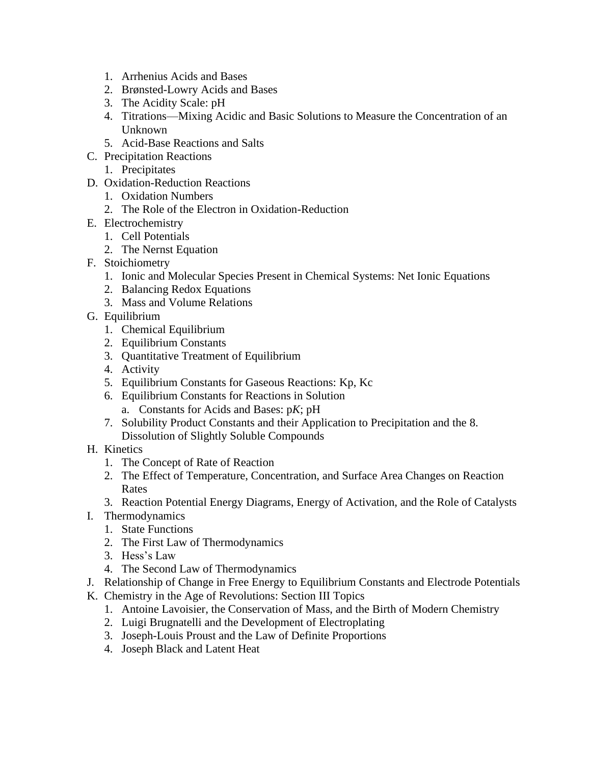1. Arrhenius Acids and Bases
   2. Brønsted-Lowry Acids and Bases
   3. The Acidity Scale: pH
   4. Titrations—Mixing Acidic and Basic Solutions to Measure the Concentration of an Unknown
   5. Acid-Base Reactions and Salts

C. Precipitation Reactions
   1. Precipitates

D. Oxidation-Reduction Reactions
   1. Oxidation Numbers
   2. The Role of the Electron in Oxidation-Reduction

E. Electrochemistry
   1. Cell Potentials
   2. The Nernst Equation

F. Stoichiometry
   1. Ionic and Molecular Species Present in Chemical Systems: Net Ionic Equations
   2. Balancing Redox Equations
   3. Mass and Volume Relations

G. Equilibrium
   1. Chemical Equilibrium
   2. Equilibrium Constants
   3. Quantitative Treatment of Equilibrium
   4. Activity
   5. Equilibrium Constants for Gaseous Reactions: Kp, Kc
   6. Equilibrium Constants for Reactions in Solution
      a. Constants for Acids and Bases: p*K*; pH
   7. Solubility Product Constants and their Application to Precipitation and the 8. Dissolution of Slightly Soluble Compounds

H. Kinetics
   1. The Concept of Rate of Reaction
   2. The Effect of Temperature, Concentration, and Surface Area Changes on Reaction Rates
   3. Reaction Potential Energy Diagrams, Energy of Activation, and the Role of Catalysts

I. Thermodynamics
   1. State Functions
   2. The First Law of Thermodynamics
   3. Hess's Law
   4. The Second Law of Thermodynamics

J. Relationship of Change in Free Energy to Equilibrium Constants and Electrode Potentials

K. Chemistry in the Age of Revolutions: Section III Topics
   1. Antoine Lavoisier, the Conservation of Mass, and the Birth of Modern Chemistry
   2. Luigi Brugnatelli and the Development of Electroplating
   3. Joseph-Louis Proust and the Law of Definite Proportions
   4. Joseph Black and Latent Heat